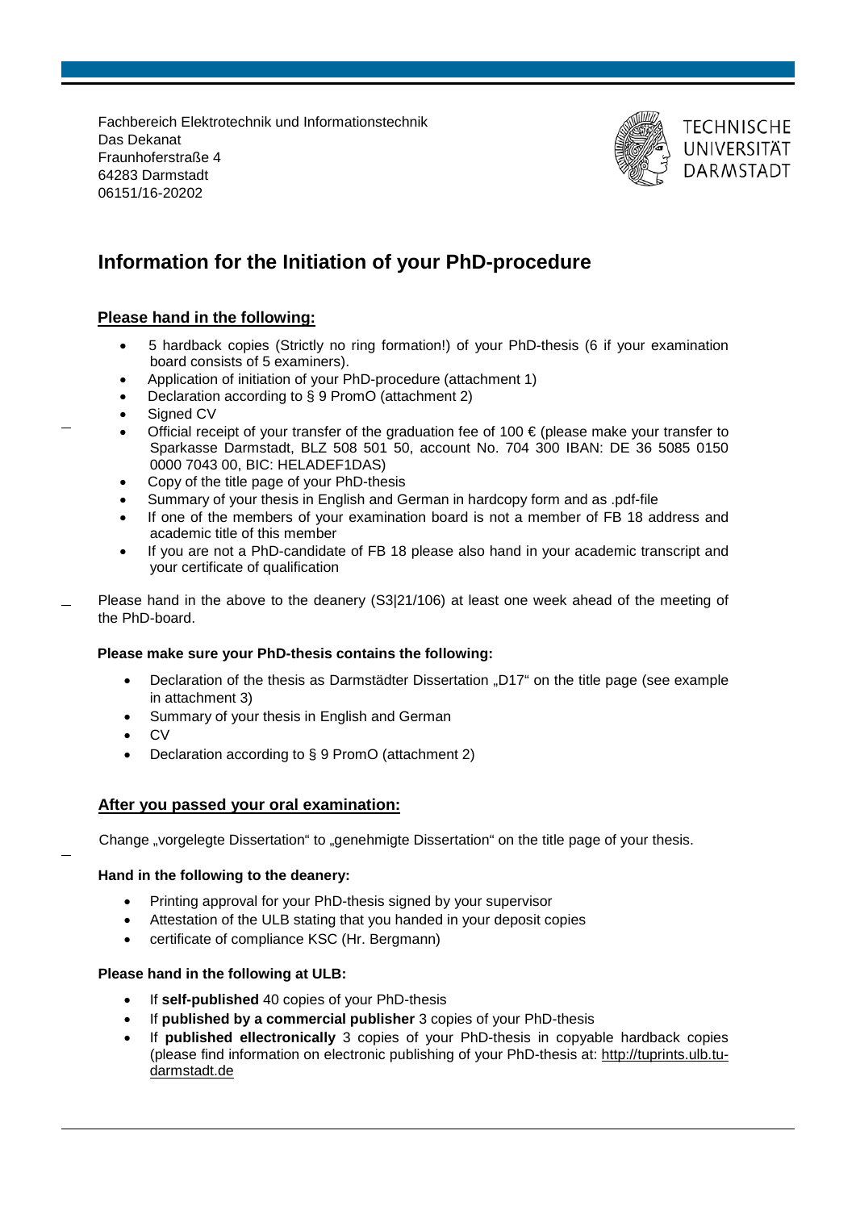Fachbereich Elektrotechnik und Informationstechnik
Das Dekanat
Fraunhoferstraße 4
64283 Darmstadt
06151/16-20202

TECHNISCHE UNIVERSITÄT DARMSTADT

# Information for the Initiation of your PhD-procedure

## Please hand in the following:

- 5 hardback copies (Strictly no ring formation!) of your PhD-thesis (6 if your examination board consists of 5 examiners).
- Application of initiation of your PhD-procedure (attachment 1)
- Declaration according to § 9 PromO (attachment 2)
- Signed CV
- Official receipt of your transfer of the graduation fee of 100 € (please make your transfer to Sparkasse Darmstadt, BLZ 508 501 50, account No. 704 300 IBAN: DE 36 5085 0150 0000 7043 00, BIC: HELADEF1DAS)
- Copy of the title page of your PhD-thesis
- Summary of your thesis in English and German in hardcopy form and as .pdf-file
- If one of the members of your examination board is not a member of FB 18 address and academic title of this member
- If you are not a PhD-candidate of FB 18 please also hand in your academic transcript and your certificate of qualification

Please hand in the above to the deanery (S3|21/106) at least one week ahead of the meeting of the PhD-board.

**Please make sure your PhD-thesis contains the following:**

- Declaration of the thesis as Darmstädter Dissertation „D17“ on the title page (see example in attachment 3)
- Summary of your thesis in English and German
- CV
- Declaration according to § 9 PromO (attachment 2)

## After you passed your oral examination:

Change „vorgelegte Dissertation“ to „genehmigte Dissertation“ on the title page of your thesis.

**Hand in the following to the deanery:**

- Printing approval for your PhD-thesis signed by your supervisor
- Attestation of the ULB stating that you handed in your deposit copies
- certificate of compliance KSC (Hr. Bergmann)

**Please hand in the following at ULB:**

- If **self-published** 40 copies of your PhD-thesis
- If **published by a commercial publisher** 3 copies of your PhD-thesis
- If **published ellectronically** 3 copies of your PhD-thesis in copyable hardback copies (please find information on electronic publishing of your PhD-thesis at: http://tuprints.ulb.tu-darmstadt.de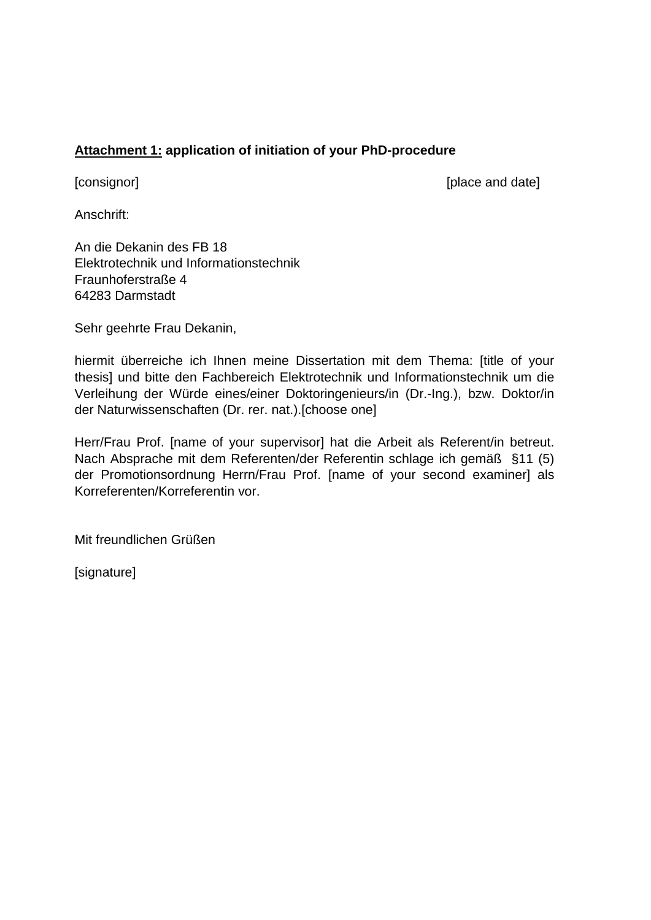**Attachment 1: application of initiation of your PhD-procedure**

[consignor] [place and date]

Anschrift:

An die Dekanin des FB 18
Elektrotechnik und Informationstechnik
Fraunhoferstraße 4
64283 Darmstadt

Sehr geehrte Frau Dekanin,

hiermit überreiche ich Ihnen meine Dissertation mit dem Thema: [title of your thesis] und bitte den Fachbereich Elektrotechnik und Informationstechnik um die Verleihung der Würde eines/einer Doktoringenieurs/in (Dr.-Ing.), bzw. Doktor/in der Naturwissenschaften (Dr. rer. nat.).[choose one]

Herr/Frau Prof. [name of your supervisor] hat die Arbeit als Referent/in betreut. Nach Absprache mit dem Referenten/der Referentin schlage ich gemäß §11 (5) der Promotionsordnung Herrn/Frau Prof. [name of your second examiner] als Korreferenten/Korreferentin vor.

Mit freundlichen Grüßen

[signature]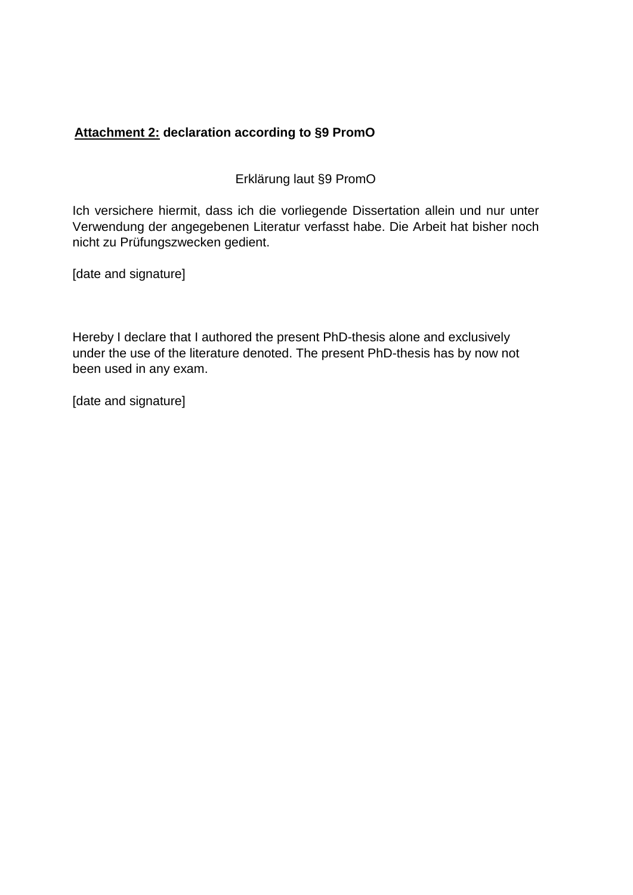**<u>Attachment 2:</u> declaration according to §9 PromO**

Erklärung laut §9 PromO

Ich versichere hiermit, dass ich die vorliegende Dissertation allein und nur unter Verwendung der angegebenen Literatur verfasst habe. Die Arbeit hat bisher noch nicht zu Prüfungszwecken gedient.

[date and signature]

Hereby I declare that I authored the present PhD-thesis alone and exclusively under the use of the literature denoted. The present PhD-thesis has by now not been used in any exam.

[date and signature]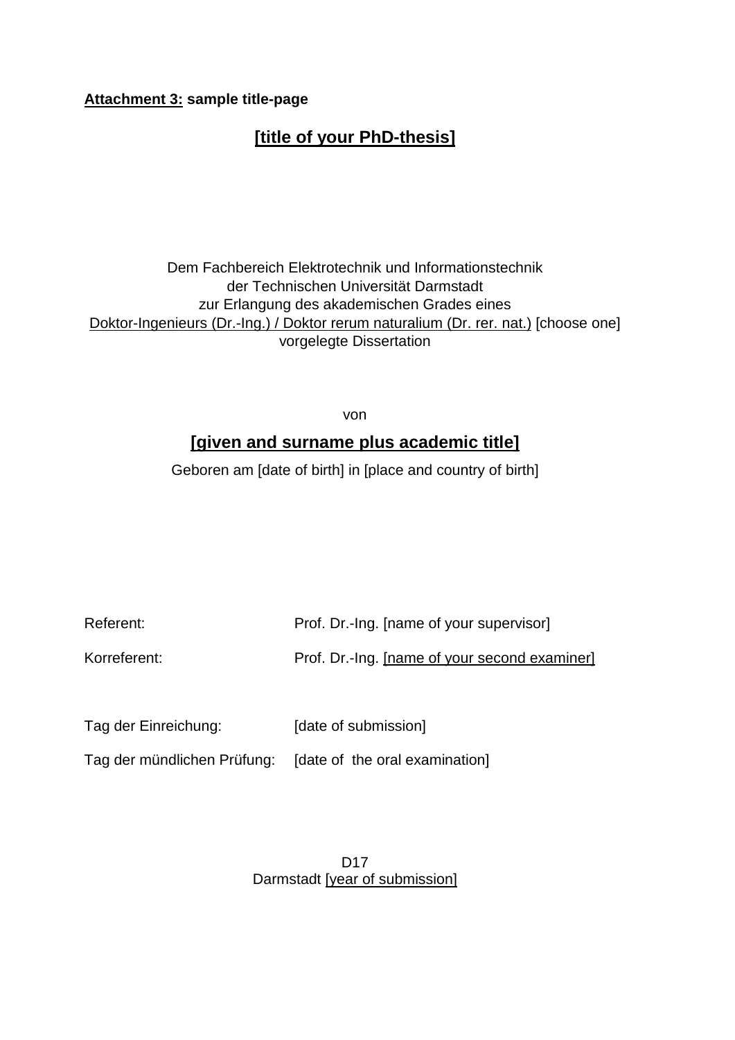**Attachment 3: sample title-page**

# [title of your PhD-thesis]

Dem Fachbereich Elektrotechnik und Informationstechnik
der Technischen Universität Darmstadt
zur Erlangung des akademischen Grades eines
Doktor-Ingenieurs (Dr.-Ing.) / Doktor rerum naturalium (Dr. rer. nat.) [choose one]
vorgelegte Dissertation

von

## [given and surname plus academic title]

Geboren am [date of birth] in [place and country of birth]

| | |
|---|---|
| Referent: | Prof. Dr.-Ing. [name of your supervisor] |
| Korreferent: | Prof. Dr.-Ing. [name of your second examiner] |
| | |
| Tag der Einreichung: | [date of submission] |
| Tag der mündlichen Prüfung: | [date of the oral examination] |

D17
Darmstadt [year of submission]